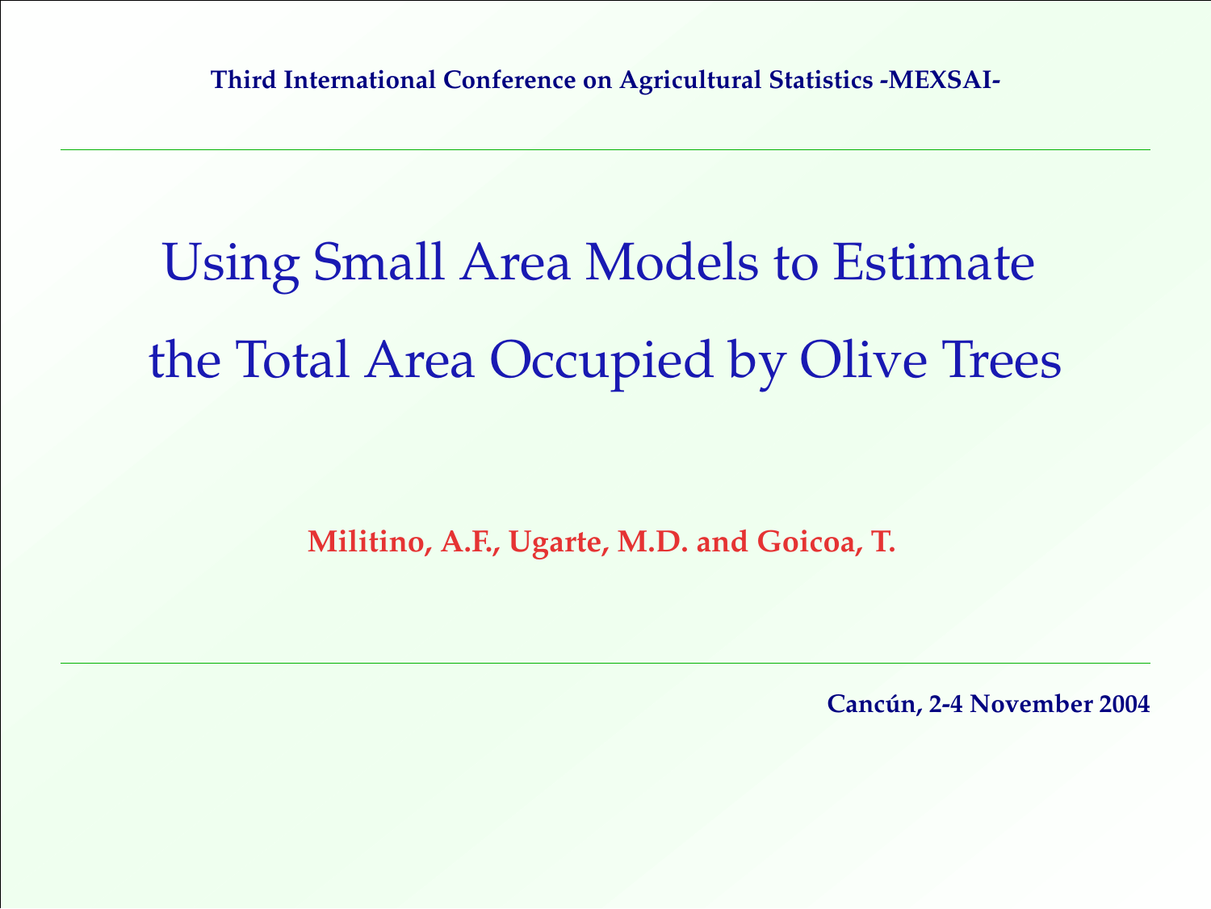**Third International Conference on Agricultural Statistics -MEXSAI-**

---

# Using Small Area Models to Estimate the Total Area Occupied by Olive Trees

**Militino, A.F., Ugarte, M.D. and Goicoa, T.**

---

**Cancún, 2-4 November 2004**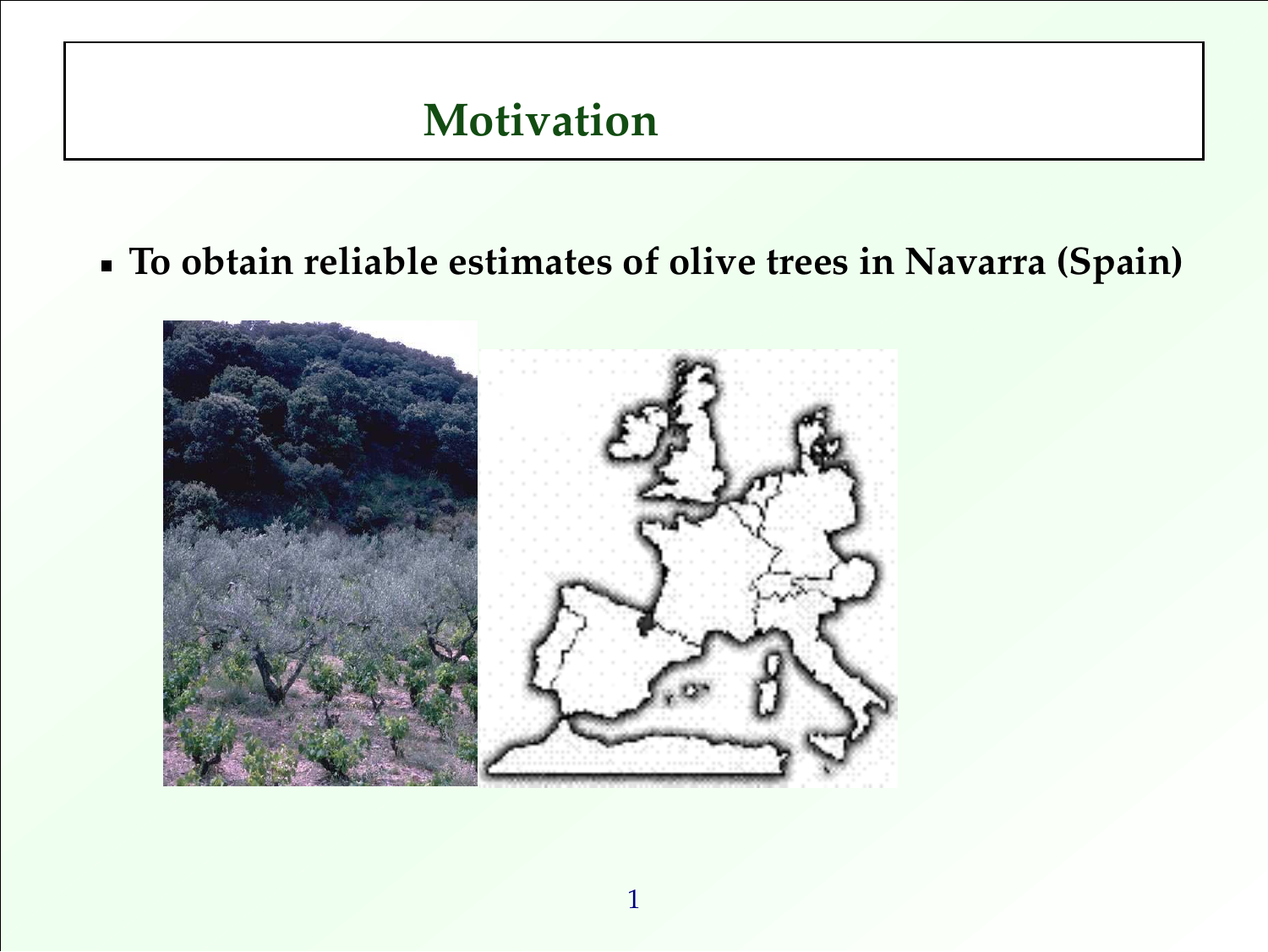# Motivation

- **To obtain reliable estimates of olive trees in Navarra (Spain)**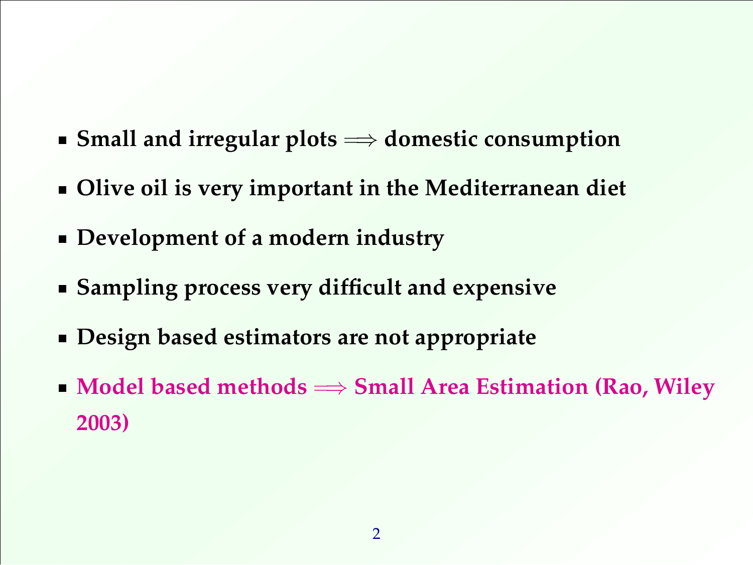- **Small and irregular plots $\Longrightarrow$ domestic consumption**
- **Olive oil is very important in the Mediterranean diet**
- **Development of a modern industry**
- **Sampling process very difficult and expensive**
- **Design based estimators are not appropriate**
- **Model based methods $\Longrightarrow$ Small Area Estimation (Rao, Wiley 2003)**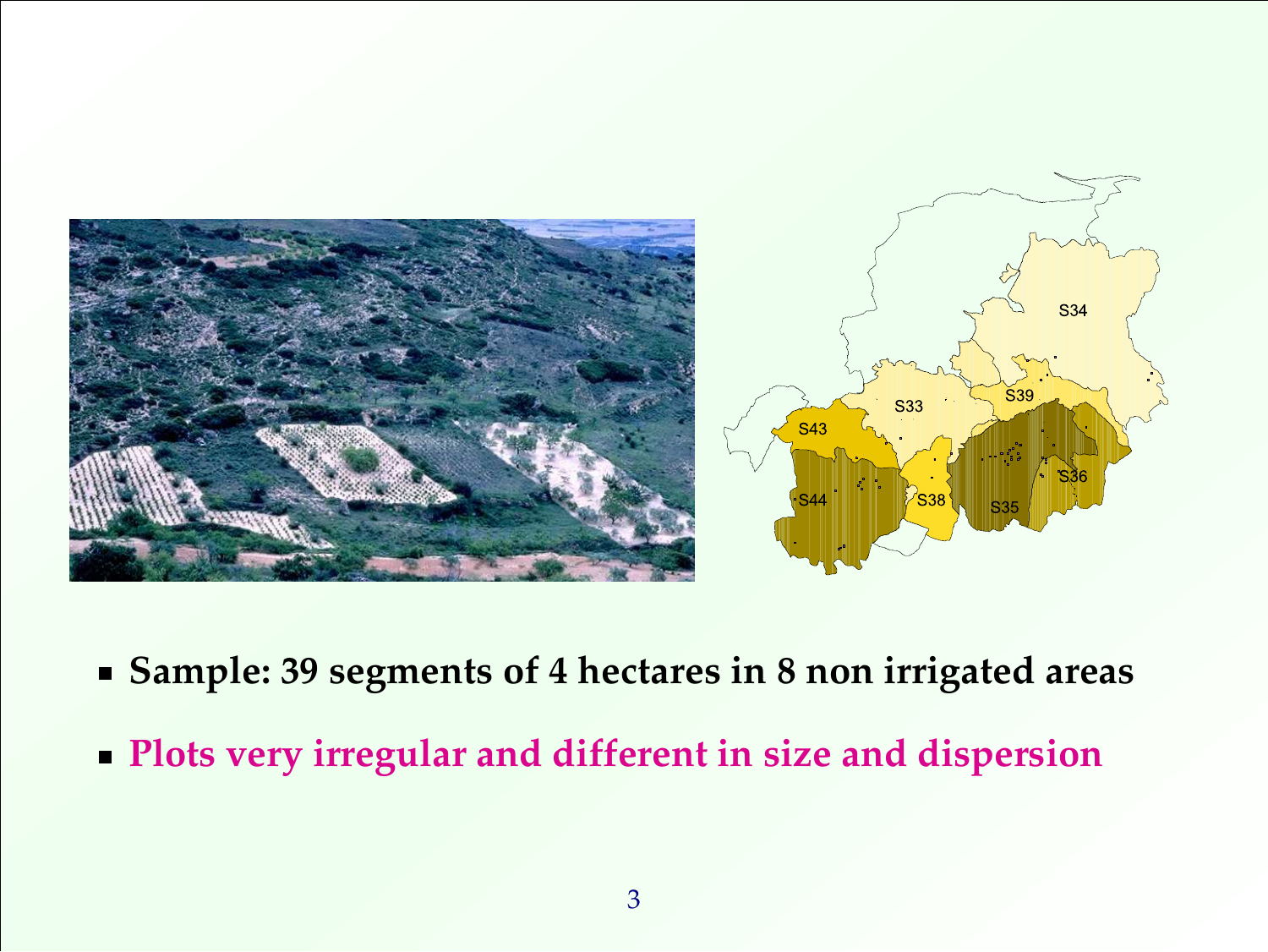- **Sample: 39 segments of 4 hectares in 8 non irrigated areas**
- **Plots very irregular and different in size and dispersion**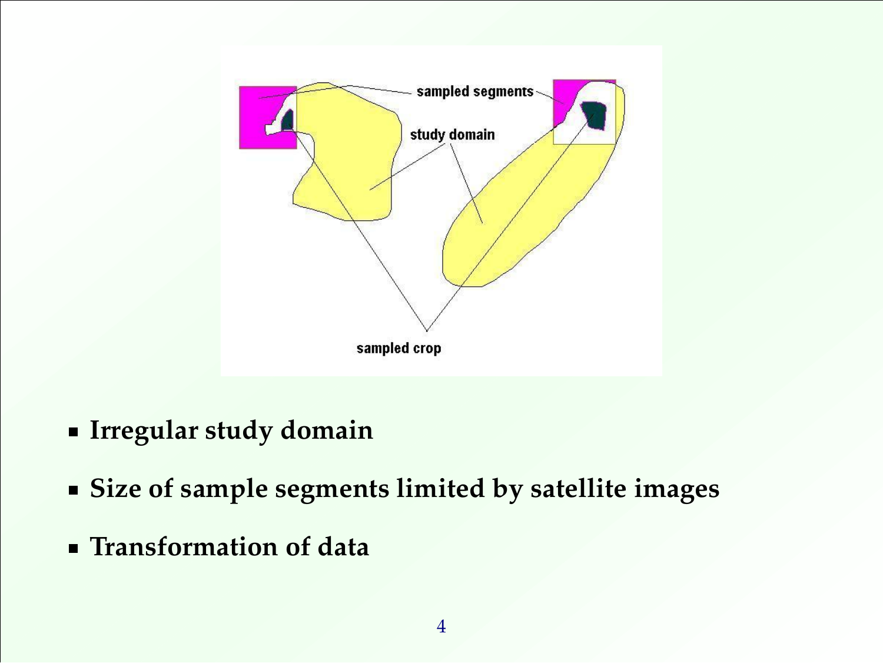- **Irregular study domain**
- **Size of sample segments limited by satellite images**
- **Transformation of data**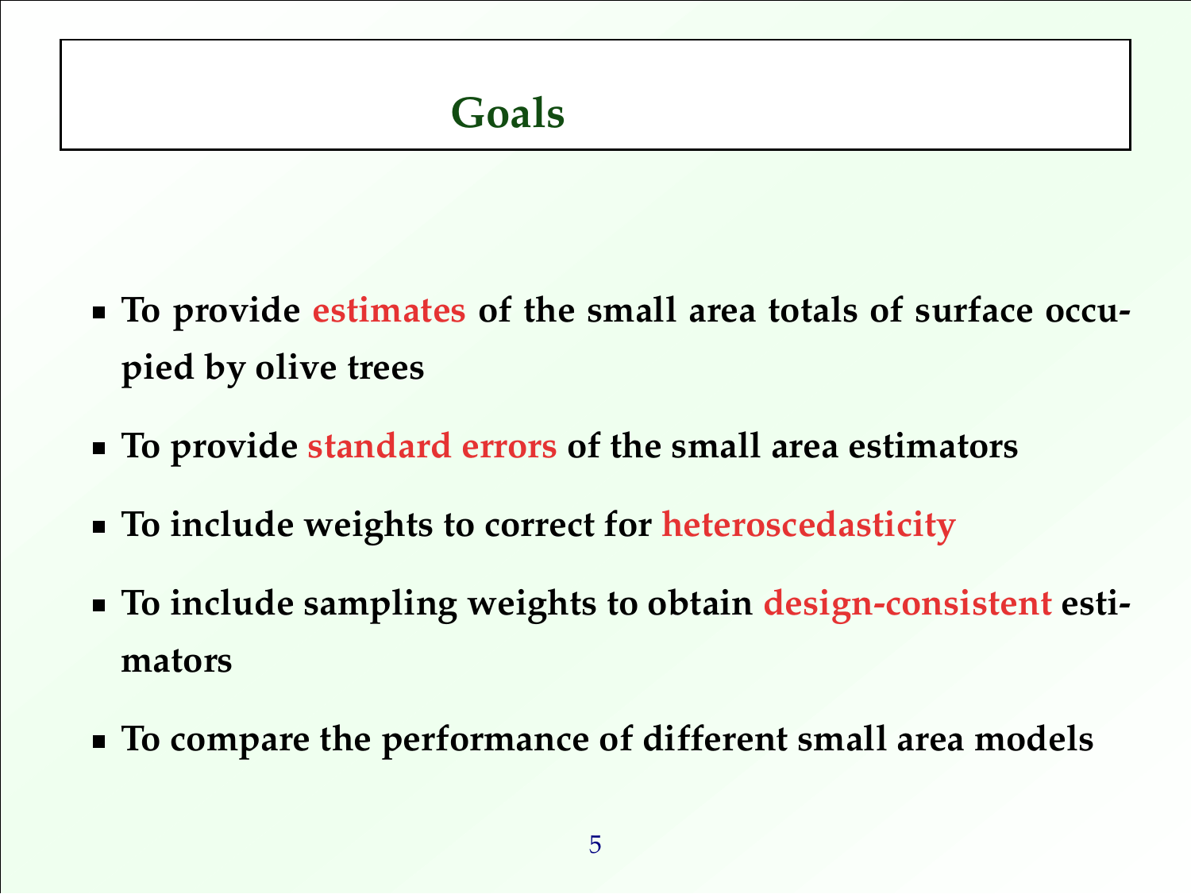# Goals

- To provide estimates of the small area totals of surface occupied by olive trees
- To provide standard errors of the small area estimators
- To include weights to correct for heteroscedasticity
- To include sampling weights to obtain design-consistent estimators
- To compare the performance of different small area models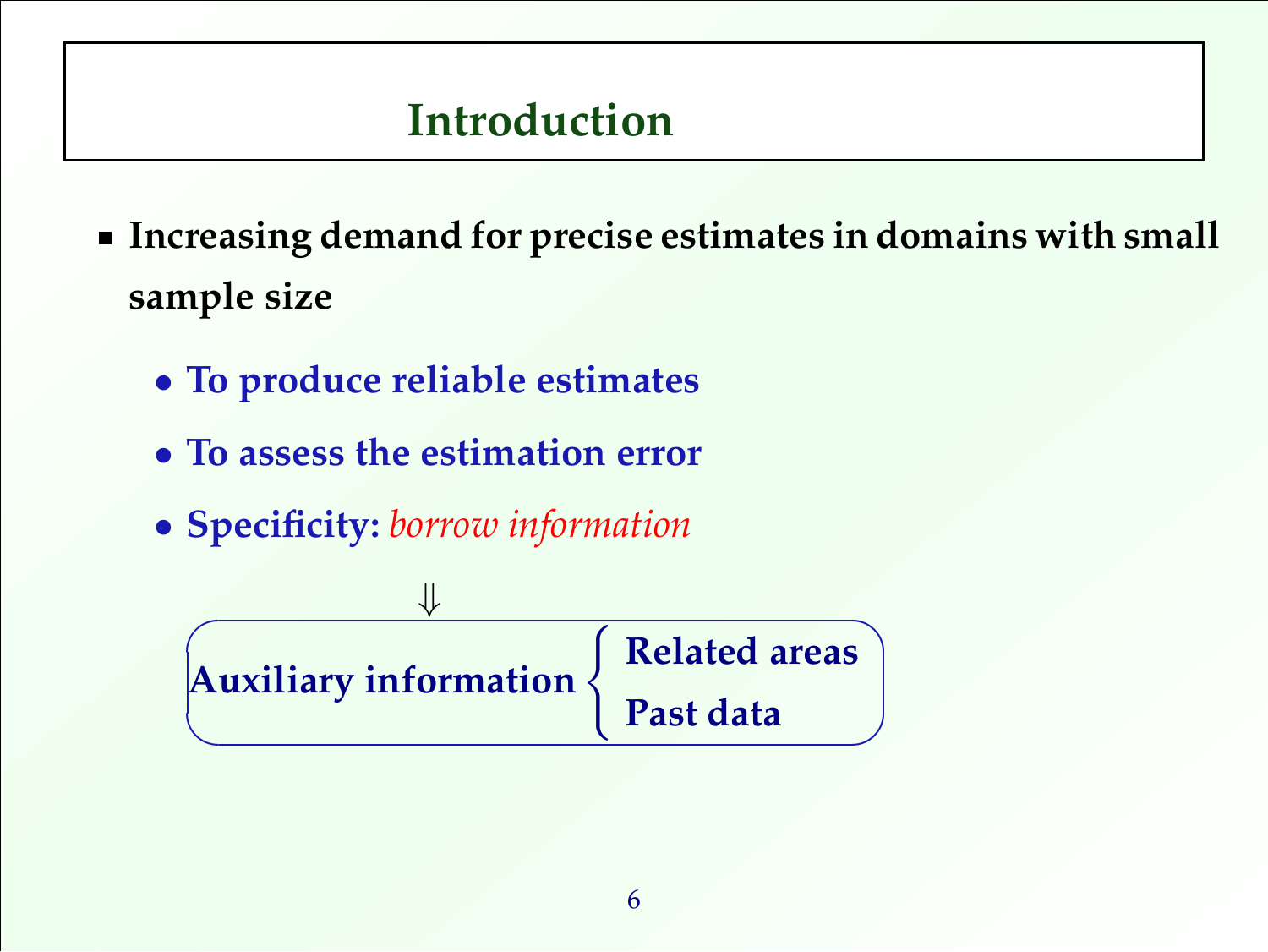# Introduction

- **Increasing demand for precise estimates in domains with small sample size**
  - **To produce reliable estimates**
  - **To assess the estimation error**
  - **Specificity:** *borrow information*

$\Downarrow$

**Auxiliary information**
- **Related areas**
- **Past data**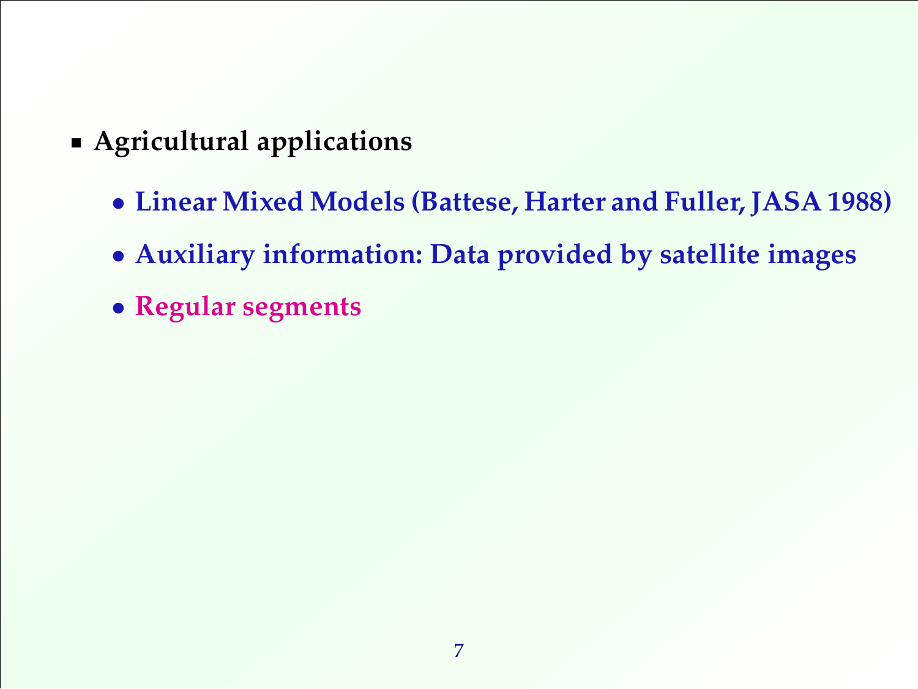- **Agricultural applications**
  - **Linear Mixed Models (Battese, Harter and Fuller, JASA 1988)**
  - **Auxiliary information: Data provided by satellite images**
  - **Regular segments**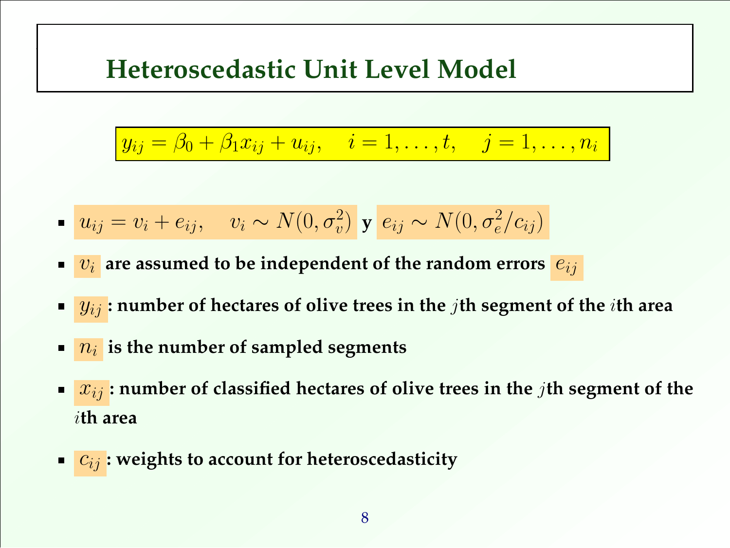# Heteroscedastic Unit Level Model

$$y_{ij} = \beta_0 + \beta_1 x_{ij} + u_{ij}, \quad i = 1, \ldots, t, \quad j = 1, \ldots, n_i$$

- $u_{ij} = v_i + e_{ij}, \quad v_i \sim N(0, \sigma_v^2)$ **y** $e_{ij} \sim N(0, \sigma_e^2 / c_{ij})$
- $v_i$ **are assumed to be independent of the random errors** $e_{ij}$
- $y_{ij}$ **: number of hectares of olive trees in the** $j$**th segment of the** $i$**th area**
- $n_i$ **is the number of sampled segments**
- $x_{ij}$ **: number of classified hectares of olive trees in the** $j$**th segment of the** $i$**th area**
- $c_{ij}$ **: weights to account for heteroscedasticity**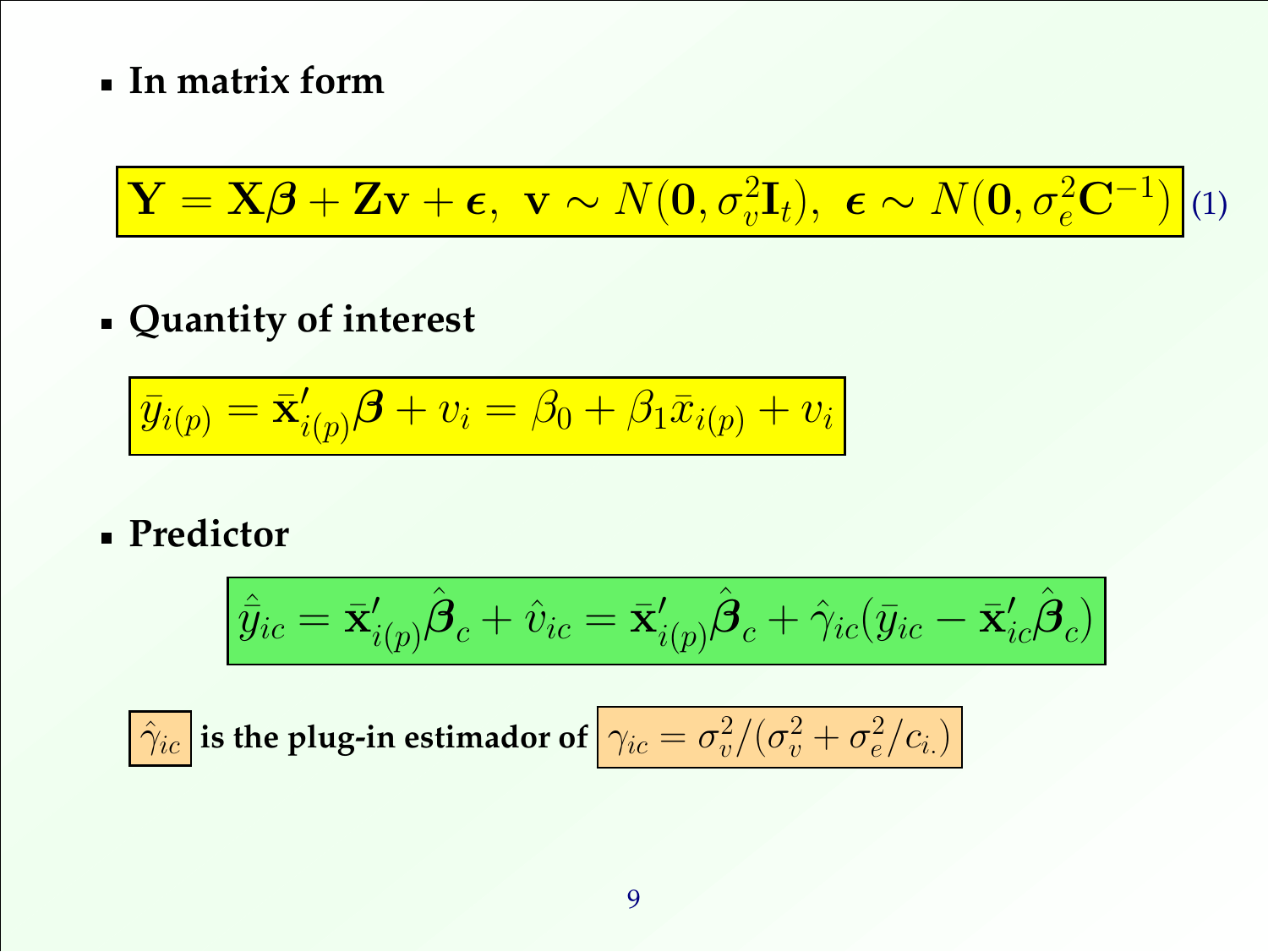- **In matrix form**

$$\mathbf{Y} = \mathbf{X}\boldsymbol{\beta} + \mathbf{Z}\mathbf{v} + \boldsymbol{\epsilon}, \ \mathbf{v} \sim N(\mathbf{0}, \sigma_v^2 \mathbf{I}_t), \ \boldsymbol{\epsilon} \sim N(\mathbf{0}, \sigma_e^2 \mathbf{C}^{-1}) \quad (1)$$

- **Quantity of interest**

$$\bar{y}_{i(p)} = \bar{\mathbf{x}}'_{i(p)}\boldsymbol{\beta} + v_i = \beta_0 + \beta_1 \bar{x}_{i(p)} + v_i$$

- **Predictor**

$$\hat{\bar{y}}_{ic} = \bar{\mathbf{x}}'_{i(p)}\hat{\boldsymbol{\beta}}_c + \hat{v}_{ic} = \bar{\mathbf{x}}'_{i(p)}\hat{\boldsymbol{\beta}}_c + \hat{\gamma}_{ic}(\bar{y}_{ic} - \bar{\mathbf{x}}'_{ic}\hat{\boldsymbol{\beta}}_c)$$

$\hat{\gamma}_{ic}$ **is the plug-in estimador of** $\gamma_{ic} = \sigma_v^2 / (\sigma_v^2 + \sigma_e^2 / c_{i.})$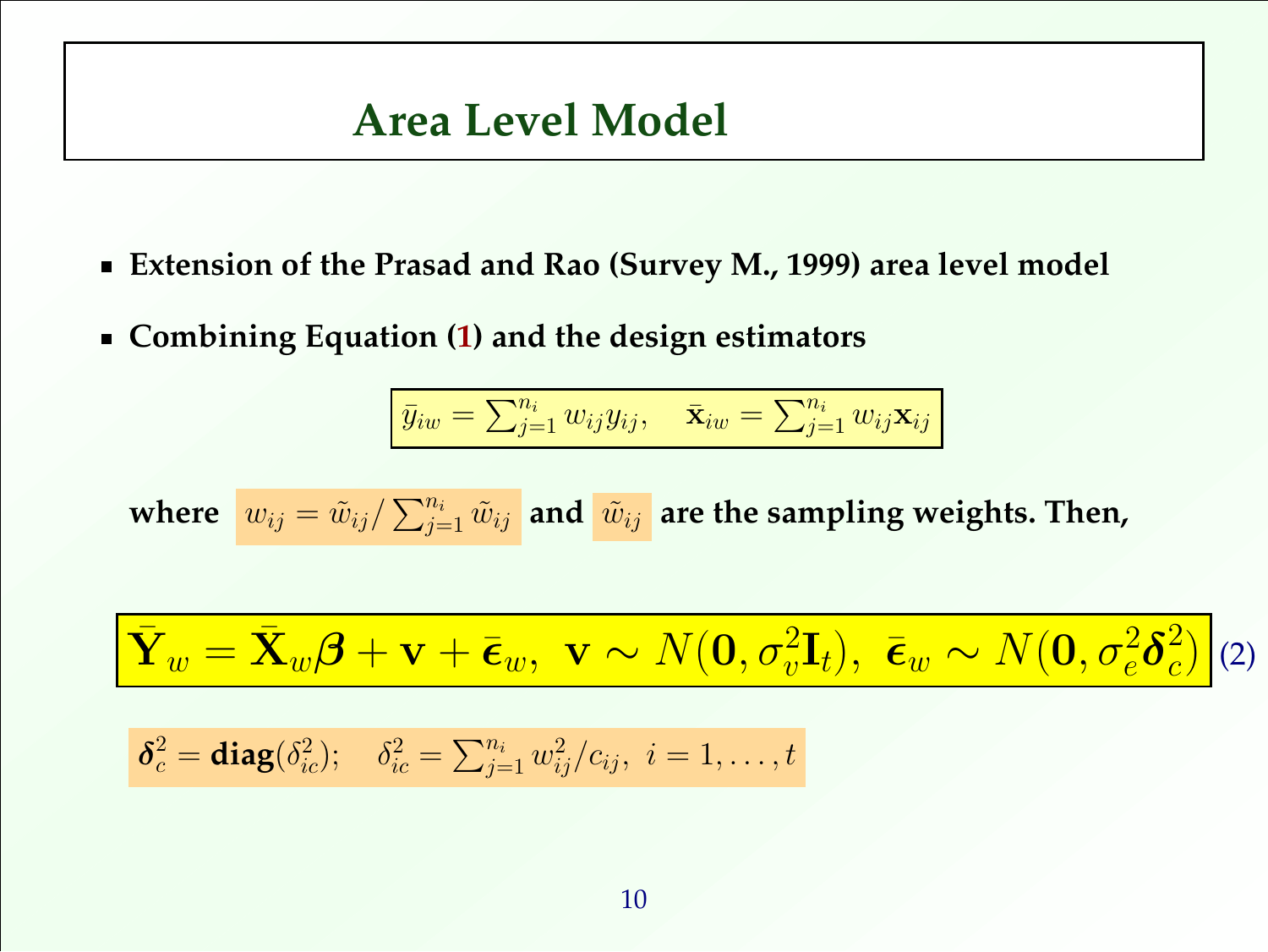# Area Level Model

- **Extension of the Prasad and Rao (Survey M., 1999) area level model**
- **Combining Equation (1) and the design estimators**

$$\bar{y}_{iw} = \sum_{j=1}^{n_i} w_{ij} y_{ij}, \quad \bar{\mathbf{x}}_{iw} = \sum_{j=1}^{n_i} w_{ij} \mathbf{x}_{ij}$$

**where** $w_{ij} = \tilde{w}_{ij} / \sum_{j=1}^{n_i} \tilde{w}_{ij}$ **and** $\tilde{w}_{ij}$ **are the sampling weights. Then,**

$$\bar{\mathbf{Y}}_w = \bar{\mathbf{X}}_w \boldsymbol{\beta} + \mathbf{v} + \bar{\boldsymbol{\epsilon}}_w, \;\; \mathbf{v} \sim N(\mathbf{0}, \sigma_v^2 \mathbf{I}_t), \;\; \bar{\boldsymbol{\epsilon}}_w \sim N(\mathbf{0}, \sigma_e^2 \boldsymbol{\delta}_c^2) \tag{2}$$

$$\boldsymbol{\delta}_c^2 = \textbf{diag}(\delta_{ic}^2); \quad \delta_{ic}^2 = \sum_{j=1}^{n_i} w_{ij}^2 / c_{ij}, \; i = 1, \ldots, t$$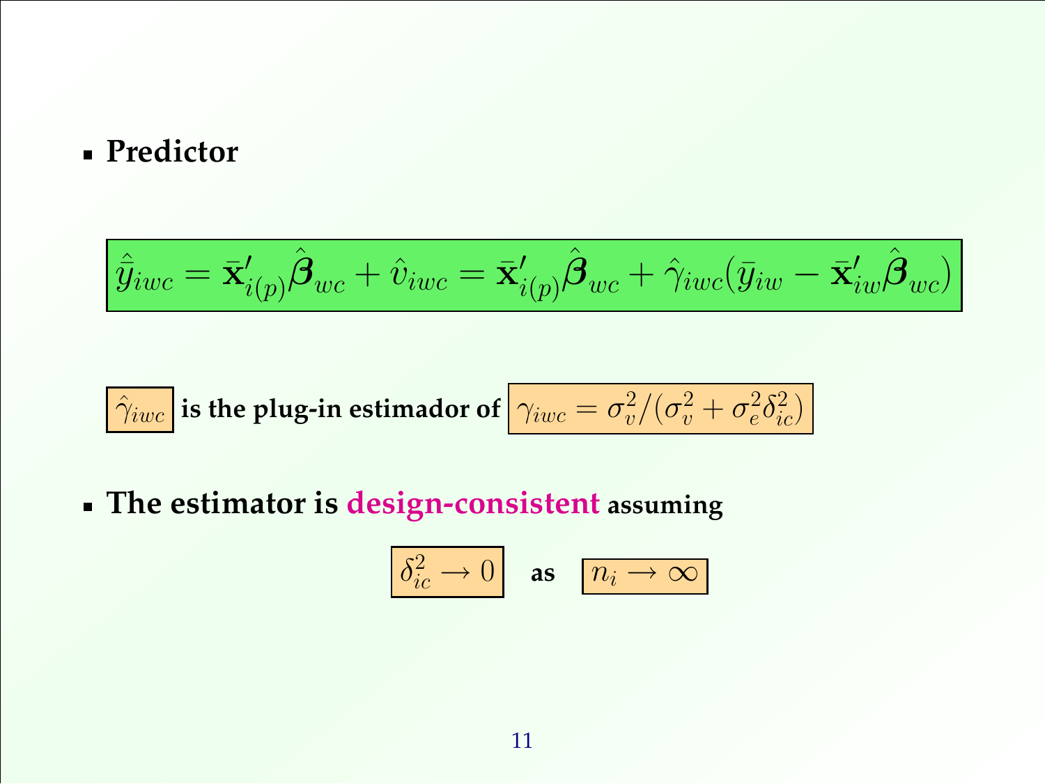- **Predictor**

$$\hat{\hat{y}}_{iwc} = \bar{\mathbf{x}}'_{i(p)}\hat{\boldsymbol{\beta}}_{wc} + \hat{v}_{iwc} = \bar{\mathbf{x}}'_{i(p)}\hat{\boldsymbol{\beta}}_{wc} + \hat{\gamma}_{iwc}(\bar{y}_{iw} - \bar{\mathbf{x}}'_{iw}\hat{\boldsymbol{\beta}}_{wc})$$

$\hat{\gamma}_{iwc}$ **is the plug-in estimador of** $\gamma_{iwc} = \sigma_v^2/(\sigma_v^2 + \sigma_e^2\delta_{ic}^2)$

- **The estimator is design-consistent assuming**

$$\delta_{ic}^2 \longrightarrow 0 \quad \textbf{as} \quad n_i \longrightarrow \infty$$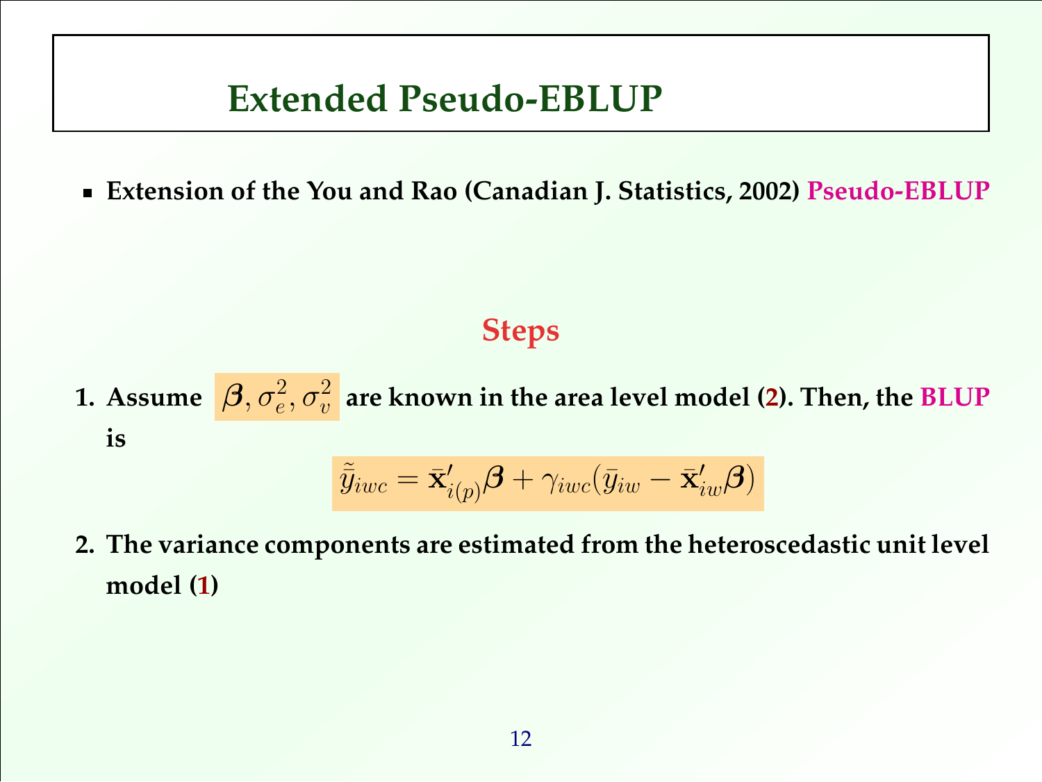# Extended Pseudo-EBLUP

- **Extension of the You and Rao (Canadian J. Statistics, 2002) Pseudo-EBLUP**

## Steps

1. **Assume $\boldsymbol{\beta}, \sigma_e^2, \sigma_v^2$ are known in the area level model (2). Then, the BLUP is**

$$\tilde{\bar{y}}_{iwc} = \bar{\mathrm{x}}'_{i(p)}\boldsymbol{\beta} + \gamma_{iwc}(\bar{y}_{iw} - \bar{\mathrm{x}}'_{iw}\boldsymbol{\beta})$$

2. **The variance components are estimated from the heteroscedastic unit level model (1)**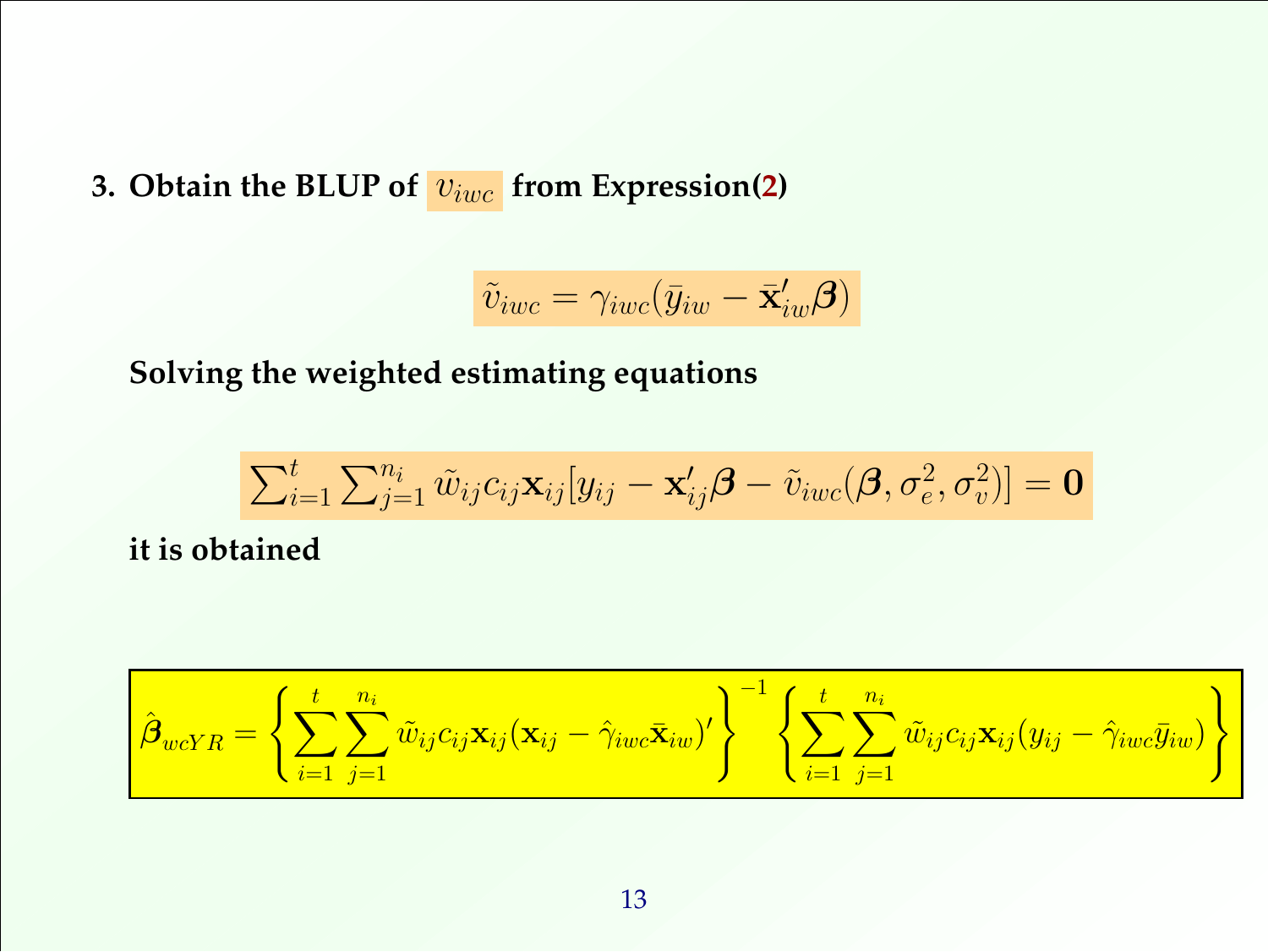**3. Obtain the BLUP of $v_{iwc}$ from Expression(2)**

$$\tilde{v}_{iwc} = \gamma_{iwc}(\bar{y}_{iw} - \bar{\mathbf{x}}'_{iw}\boldsymbol{\beta})$$

**Solving the weighted estimating equations**

$$\sum_{i=1}^{t} \sum_{j=1}^{n_i} \tilde{w}_{ij} c_{ij} \mathbf{x}_{ij} [y_{ij} - \mathbf{x}'_{ij}\boldsymbol{\beta} - \tilde{v}_{iwc}(\boldsymbol{\beta}, \sigma_e^2, \sigma_v^2)] = \mathbf{0}$$

**it is obtained**

$$\hat{\boldsymbol{\beta}}_{wcYR} = \left\{ \sum_{i=1}^{t} \sum_{j=1}^{n_i} \tilde{w}_{ij} c_{ij} \mathbf{x}_{ij} (\mathbf{x}_{ij} - \hat{\gamma}_{iwc} \bar{\mathbf{x}}_{iw})' \right\}^{-1} \left\{ \sum_{i=1}^{t} \sum_{j=1}^{n_i} \tilde{w}_{ij} c_{ij} \mathbf{x}_{ij} (y_{ij} - \hat{\gamma}_{iwc} \bar{y}_{iw}) \right\}$$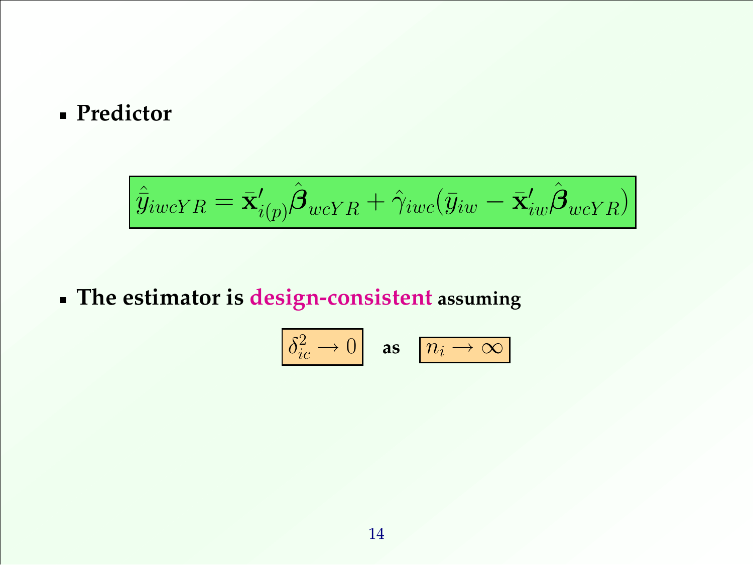- **Predictor**

$$\hat{\bar{y}}_{iwcYR} = \bar{\mathbf{x}}'_{i(p)}\hat{\boldsymbol{\beta}}_{wcYR} + \hat{\gamma}_{iwc}(\bar{y}_{iw} - \bar{\mathbf{x}}'_{iw}\hat{\boldsymbol{\beta}}_{wcYR})$$

- **The estimator is design-consistent assuming**

$$\delta^2_{ic} \longrightarrow 0 \quad \textbf{as} \quad n_i \longrightarrow \infty$$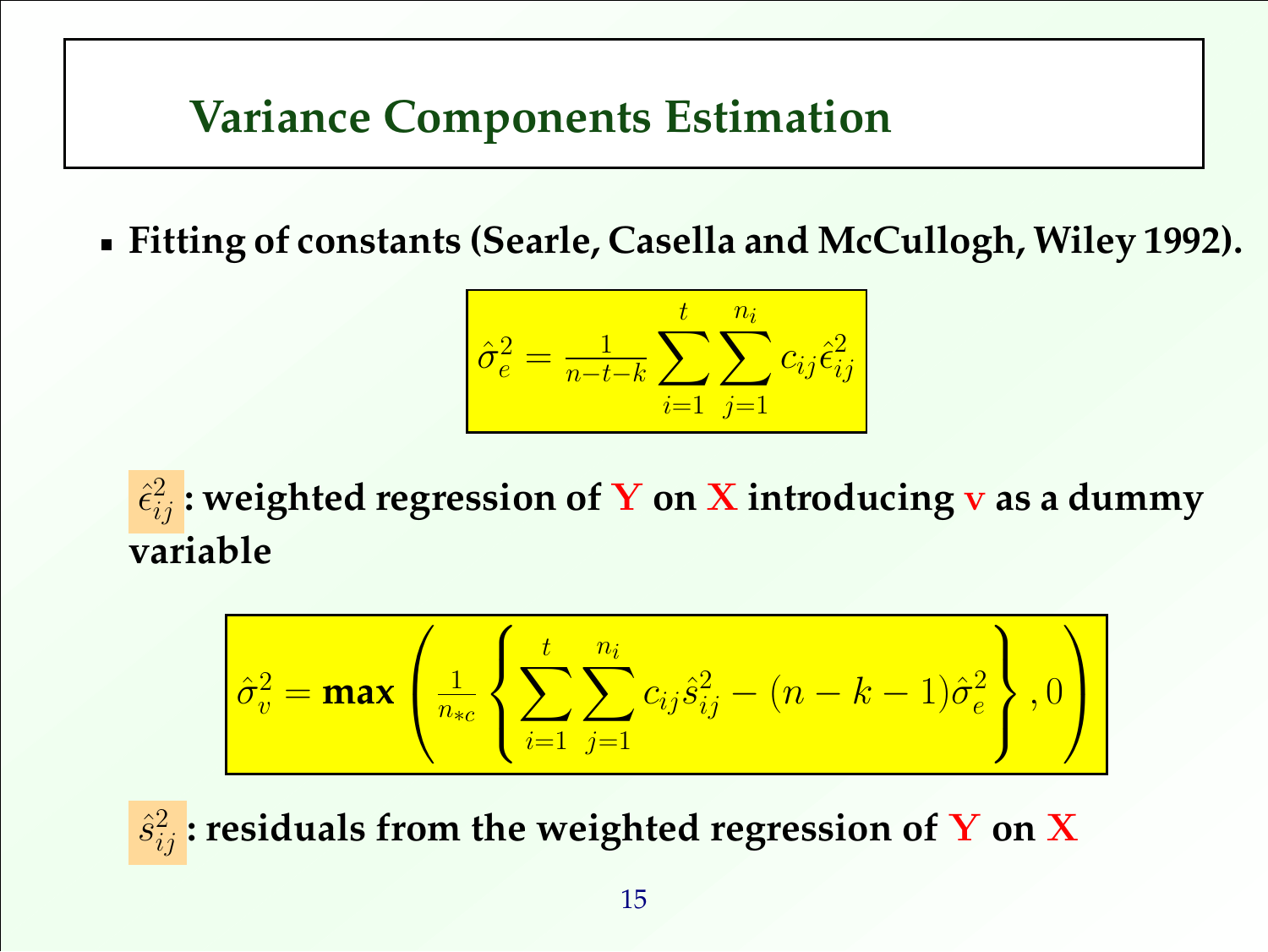# Variance Components Estimation

- **Fitting of constants (Searle, Casella and McCullogh, Wiley 1992).**

$$\hat{\sigma}_e^2 = \frac{1}{n-t-k} \sum_{i=1}^{t} \sum_{j=1}^{n_i} c_{ij} \hat{\epsilon}_{ij}^2$$

$\hat{\epsilon}_{ij}^2$ **: weighted regression of Y on X introducing v as a dummy variable**

$$\hat{\sigma}_v^2 = \textbf{max} \left( \frac{1}{n_{*c}} \left\{ \sum_{i=1}^{t} \sum_{j=1}^{n_i} c_{ij} \hat{s}_{ij}^2 - (n-k-1)\hat{\sigma}_e^2 \right\}, 0 \right)$$

$\hat{s}_{ij}^2$ **: residuals from the weighted regression of Y on X**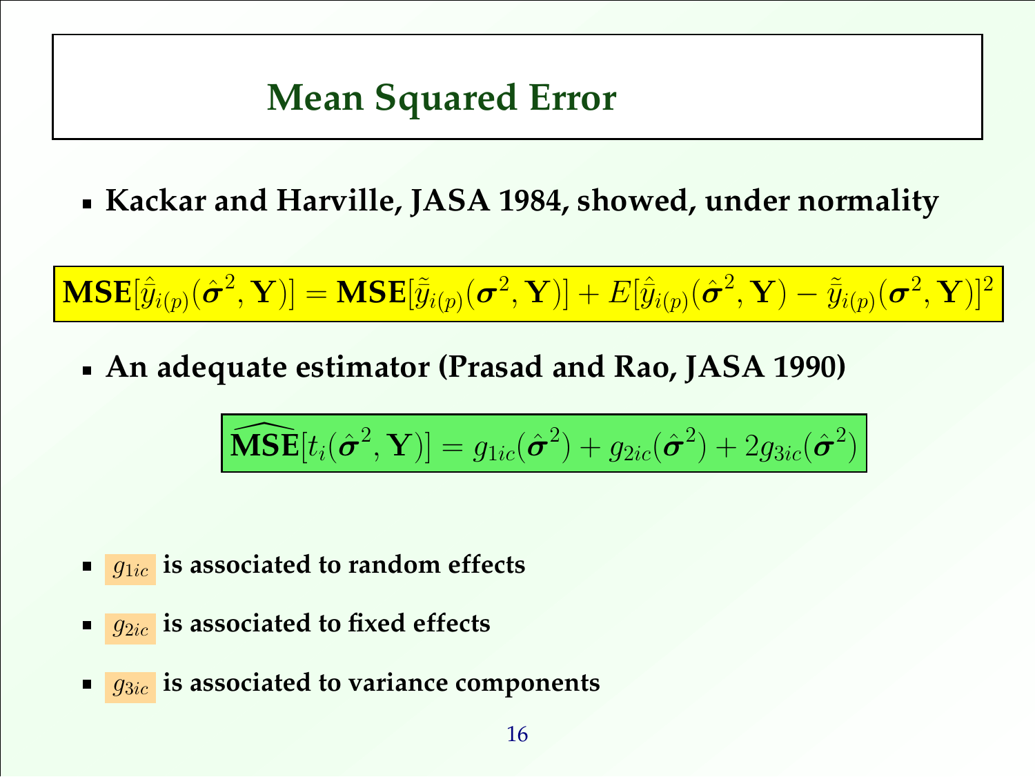# Mean Squared Error

- **Kackar and Harville, JASA 1984, showed, under normality**

$$\mathbf{MSE}[\hat{\tilde{y}}_{i(p)}(\hat{\boldsymbol{\sigma}}^2, \mathbf{Y})] = \mathbf{MSE}[\tilde{y}_{i(p)}(\boldsymbol{\sigma}^2, \mathbf{Y})] + E[\hat{\tilde{y}}_{i(p)}(\hat{\boldsymbol{\sigma}}^2, \mathbf{Y}) - \tilde{y}_{i(p)}(\boldsymbol{\sigma}^2, \mathbf{Y})]^2$$

- **An adequate estimator (Prasad and Rao, JASA 1990)**

$$\widehat{\mathbf{MSE}}[t_i(\hat{\boldsymbol{\sigma}}^2, \mathbf{Y})] = g_{1ic}(\hat{\boldsymbol{\sigma}}^2) + g_{2ic}(\hat{\boldsymbol{\sigma}}^2) + 2g_{3ic}(\hat{\boldsymbol{\sigma}}^2)$$

- $g_{1ic}$ **is associated to random effects**
- $g_{2ic}$ **is associated to fixed effects**
- $g_{3ic}$ **is associated to variance components**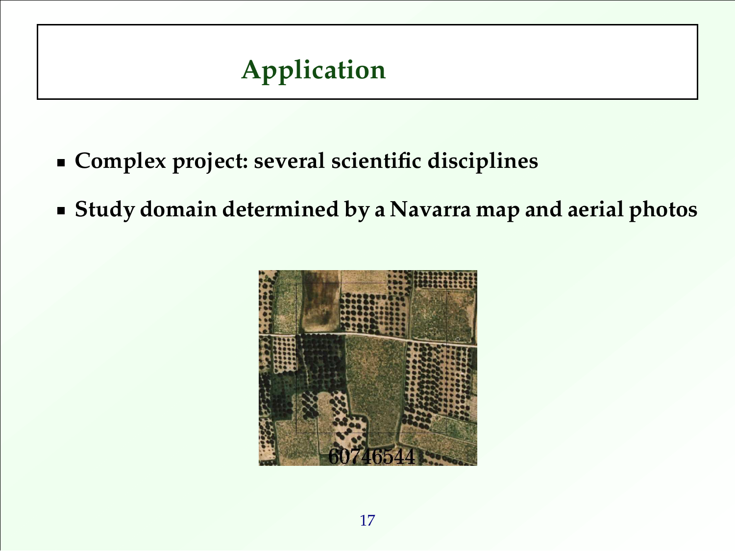## Application

- **Complex project: several scientific disciplines**
- **Study domain determined by a Navarra map and aerial photos**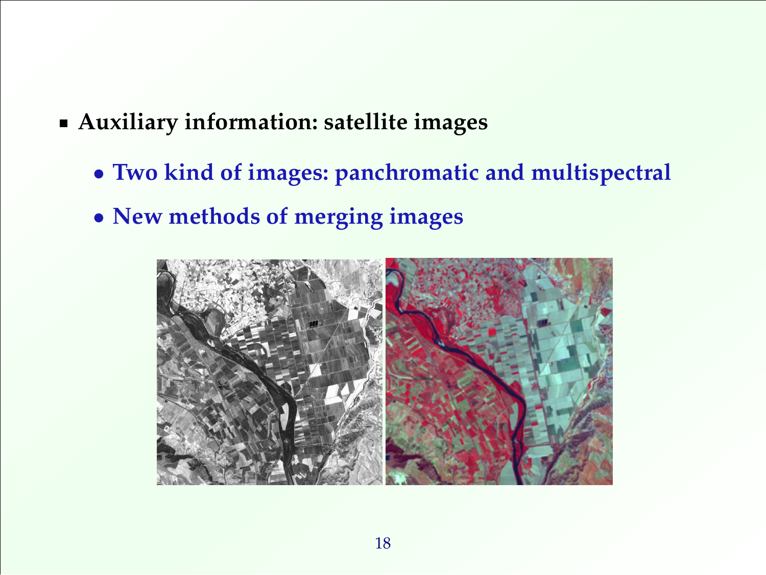- **Auxiliary information: satellite images**
  - **Two kind of images: panchromatic and multispectral**
  - **New methods of merging images**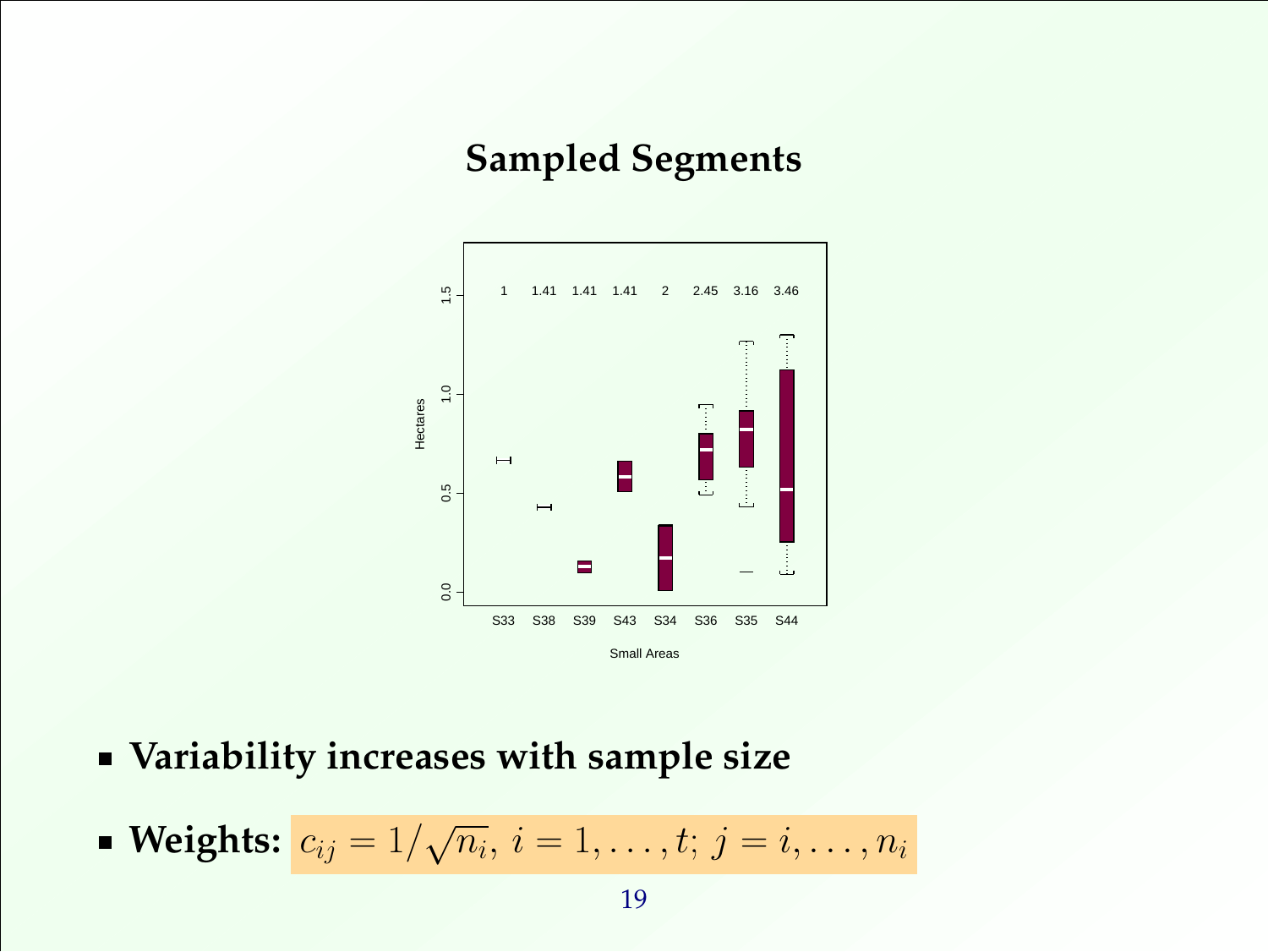# Sampled Segments

- **Variability increases with sample size**
- **Weights:** $c_{ij} = 1/\sqrt{n_i},\ i = 1, \ldots, t;\ j = i, \ldots, n_i$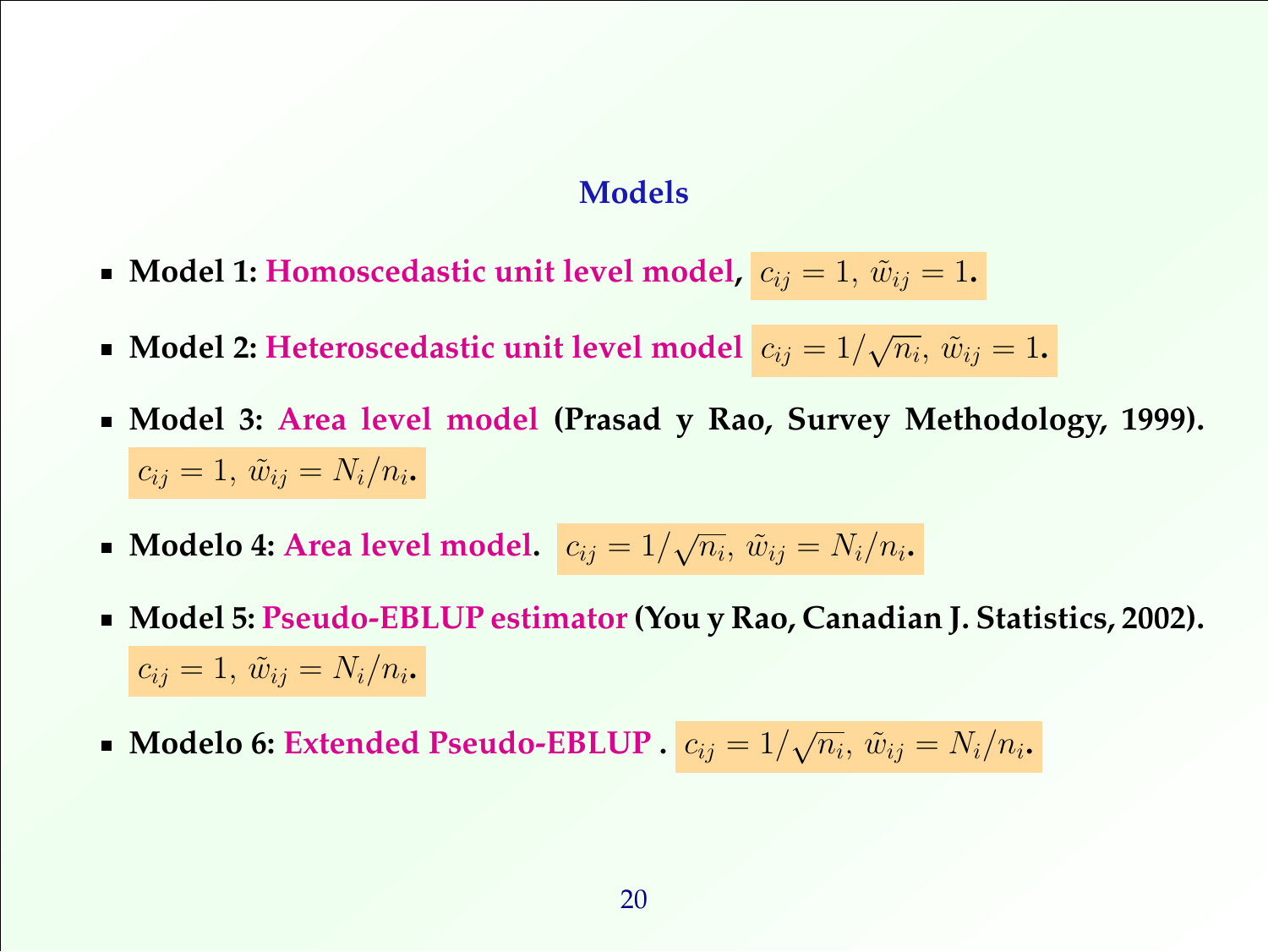## Models

- **Model 1: Homoscedastic unit level model,** $c_{ij} = 1$, $\tilde{w}_{ij} = 1$.
- **Model 2: Heteroscedastic unit level model** $c_{ij} = 1/\sqrt{n_i}$, $\tilde{w}_{ij} = 1$.
- **Model 3: Area level model (Prasad y Rao, Survey Methodology, 1999).** $c_{ij} = 1$, $\tilde{w}_{ij} = N_i/n_i$.
- **Modelo 4: Area level model.** $c_{ij} = 1/\sqrt{n_i}$, $\tilde{w}_{ij} = N_i/n_i$.
- **Model 5: Pseudo-EBLUP estimator (You y Rao, Canadian J. Statistics, 2002).** $c_{ij} = 1$, $\tilde{w}_{ij} = N_i/n_i$.
- **Modelo 6: Extended Pseudo-EBLUP .** $c_{ij} = 1/\sqrt{n_i}$, $\tilde{w}_{ij} = N_i/n_i$.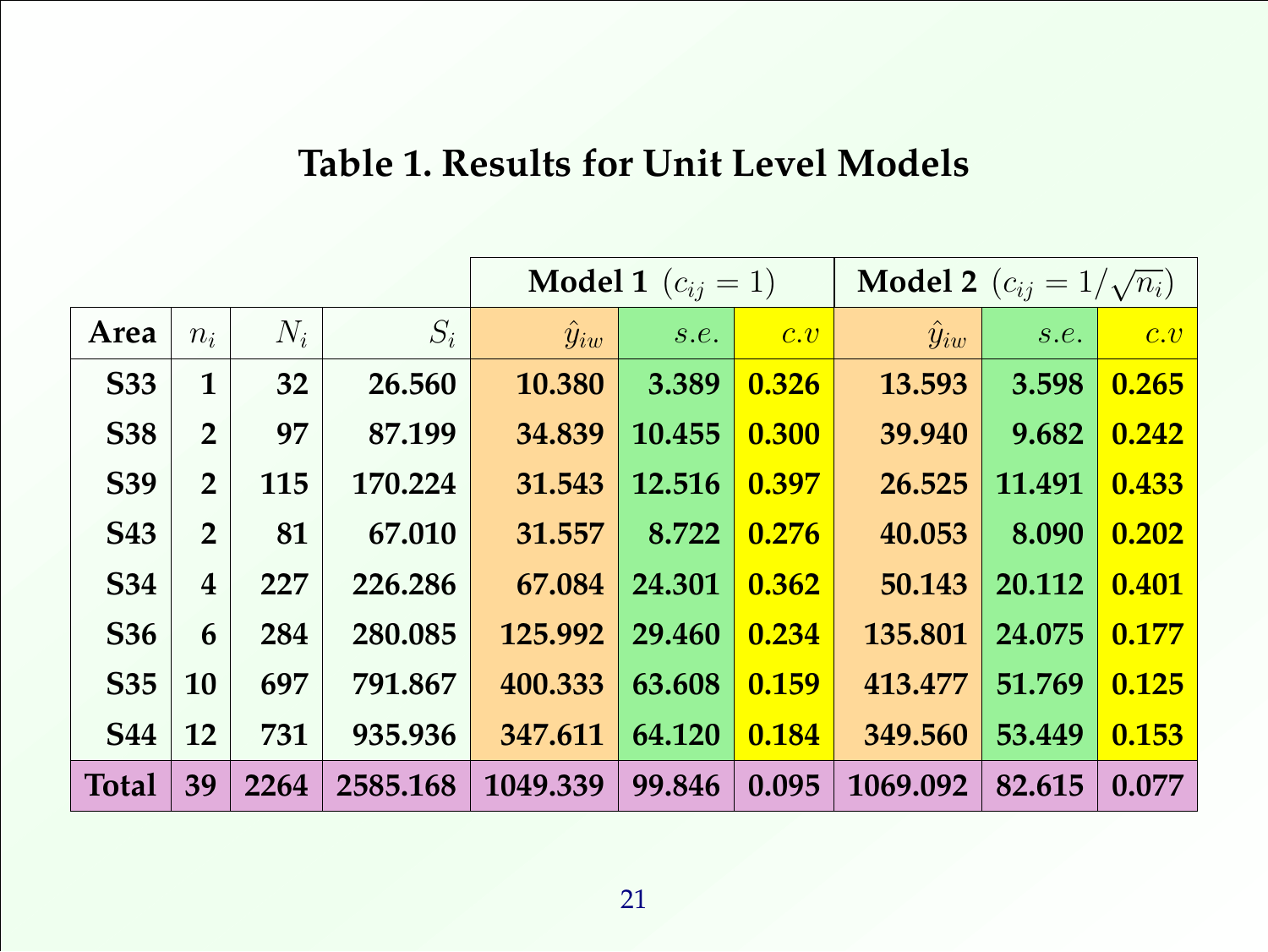## Table 1. Results for Unit Level Models

| | | | | Model 1 ($c_{ij} = 1$) | | | Model 2 ($c_{ij} = 1/\sqrt{n_i}$) | | |
|---|---|---|---|---|---|---|---|---|---|
| **Area** | $n_i$ | $N_i$ | $S_i$ | $\hat{y}_{iw}$ | $s.e.$ | $c.v$ | $\hat{y}_{iw}$ | $s.e.$ | $c.v$ |
| **S33** | **1** | **32** | **26.560** | **10.380** | **3.389** | **0.326** | **13.593** | **3.598** | **0.265** |
| **S38** | **2** | **97** | **87.199** | **34.839** | **10.455** | **0.300** | **39.940** | **9.682** | **0.242** |
| **S39** | **2** | **115** | **170.224** | **31.543** | **12.516** | **0.397** | **26.525** | **11.491** | **0.433** |
| **S43** | **2** | **81** | **67.010** | **31.557** | **8.722** | **0.276** | **40.053** | **8.090** | **0.202** |
| **S34** | **4** | **227** | **226.286** | **67.084** | **24.301** | **0.362** | **50.143** | **20.112** | **0.401** |
| **S36** | **6** | **284** | **280.085** | **125.992** | **29.460** | **0.234** | **135.801** | **24.075** | **0.177** |
| **S35** | **10** | **697** | **791.867** | **400.333** | **63.608** | **0.159** | **413.477** | **51.769** | **0.125** |
| **S44** | **12** | **731** | **935.936** | **347.611** | **64.120** | **0.184** | **349.560** | **53.449** | **0.153** |
| **Total** | **39** | **2264** | **2585.168** | **1049.339** | **99.846** | **0.095** | **1069.092** | **82.615** | **0.077** |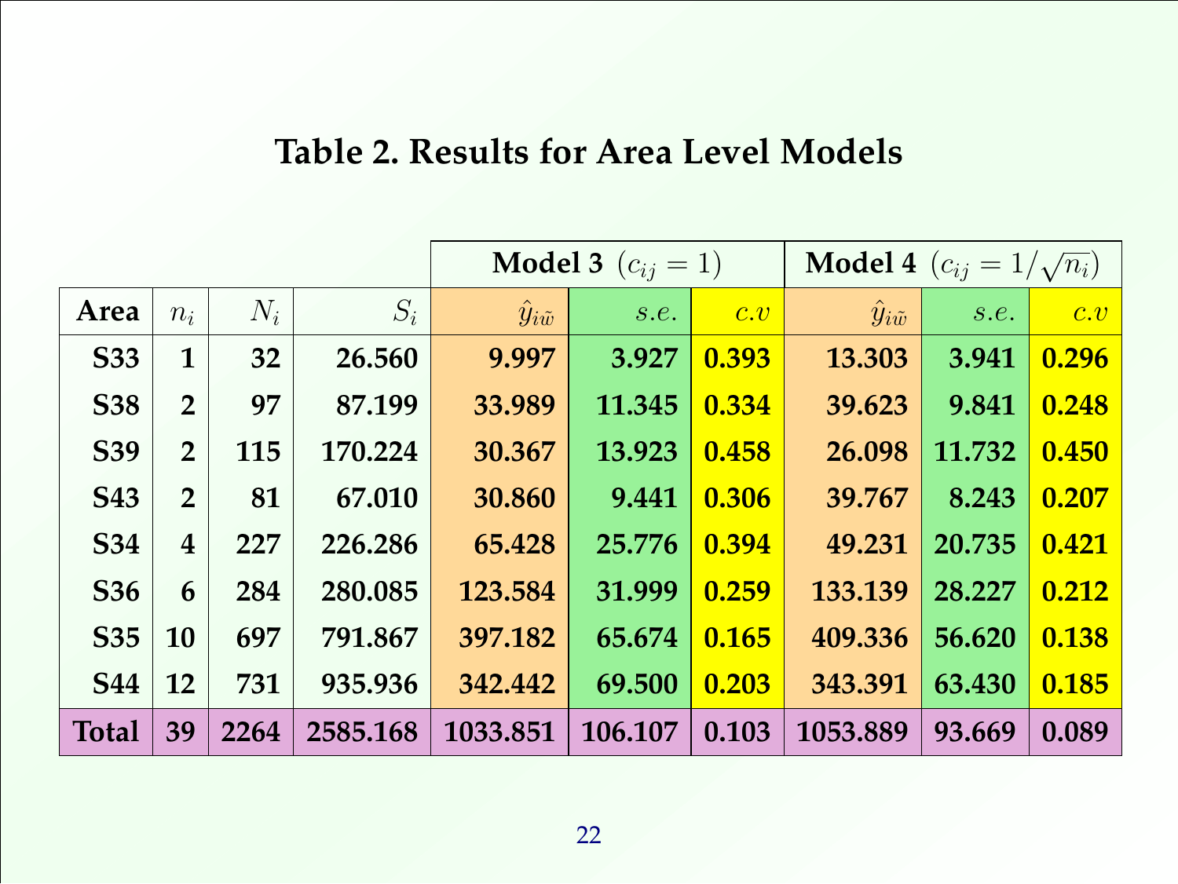# Table 2. Results for Area Level Models

| | | | | **Model 3** $(c_{ij} = 1)$ | | | **Model 4** $(c_{ij} = 1/\sqrt{n_i})$ | | |
|---|---|---|---|---|---|---|---|---|---|
| **Area** | $n_i$ | $N_i$ | $S_i$ | $\hat{y}_{i\tilde{w}}$ | $s.e.$ | $c.v$ | $\hat{y}_{i\tilde{w}}$ | $s.e.$ | $c.v$ |
| **S33** | **1** | **32** | **26.560** | **9.997** | **3.927** | **0.393** | **13.303** | **3.941** | **0.296** |
| **S38** | **2** | **97** | **87.199** | **33.989** | **11.345** | **0.334** | **39.623** | **9.841** | **0.248** |
| **S39** | **2** | **115** | **170.224** | **30.367** | **13.923** | **0.458** | **26.098** | **11.732** | **0.450** |
| **S43** | **2** | **81** | **67.010** | **30.860** | **9.441** | **0.306** | **39.767** | **8.243** | **0.207** |
| **S34** | **4** | **227** | **226.286** | **65.428** | **25.776** | **0.394** | **49.231** | **20.735** | **0.421** |
| **S36** | **6** | **284** | **280.085** | **123.584** | **31.999** | **0.259** | **133.139** | **28.227** | **0.212** |
| **S35** | **10** | **697** | **791.867** | **397.182** | **65.674** | **0.165** | **409.336** | **56.620** | **0.138** |
| **S44** | **12** | **731** | **935.936** | **342.442** | **69.500** | **0.203** | **343.391** | **63.430** | **0.185** |
| **Total** | **39** | **2264** | **2585.168** | **1033.851** | **106.107** | **0.103** | **1053.889** | **93.669** | **0.089** |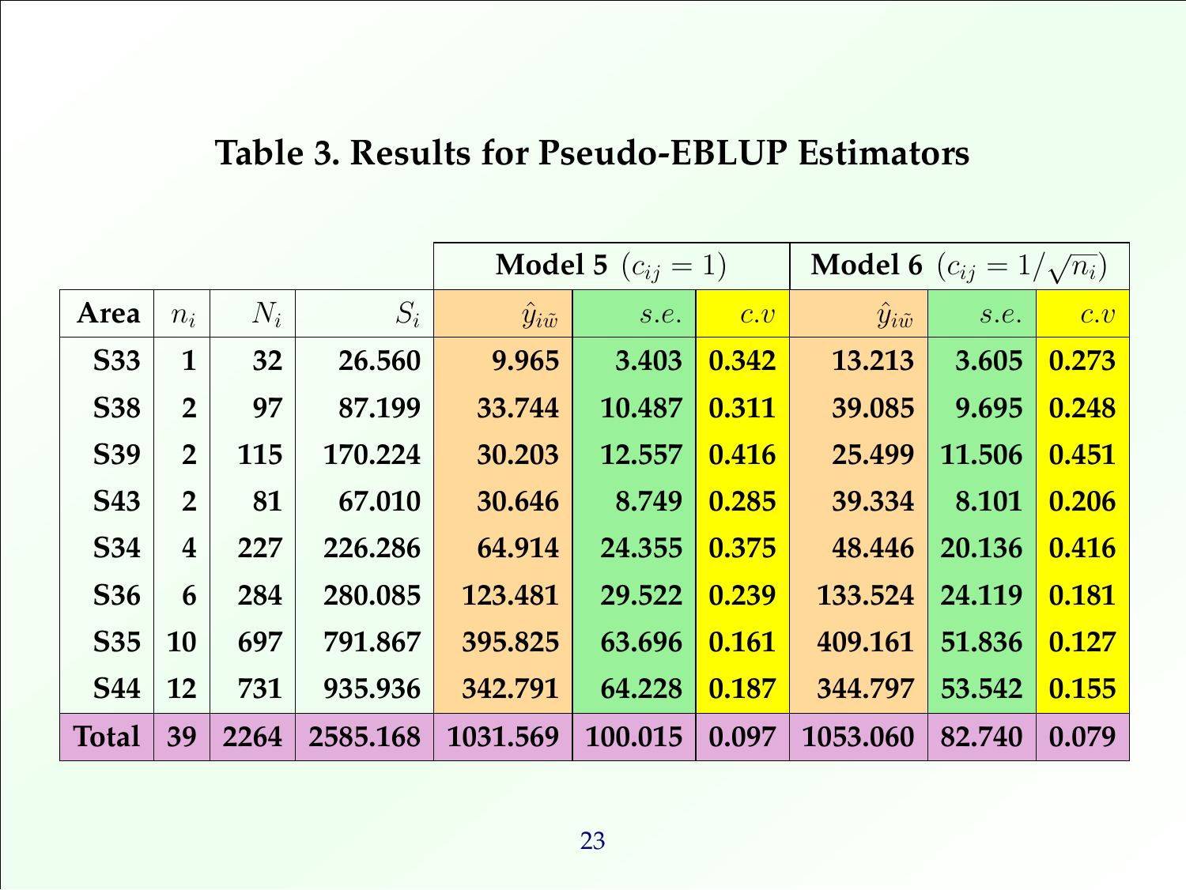# Table 3. Results for Pseudo-EBLUP Estimators

| | | | | **Model 5** $(c_{ij} = 1)$ | | | **Model 6** $(c_{ij} = 1/\sqrt{n_i})$ | | |
|---|---|---|---|---|---|---|---|---|---|
| **Area** | $n_i$ | $N_i$ | $S_i$ | $\hat{y}_{i\tilde{w}}$ | $s.e.$ | $c.v$ | $\hat{y}_{i\tilde{w}}$ | $s.e.$ | $c.v$ |
| **S33** | **1** | **32** | **26.560** | **9.965** | **3.403** | **0.342** | **13.213** | **3.605** | **0.273** |
| **S38** | **2** | **97** | **87.199** | **33.744** | **10.487** | **0.311** | **39.085** | **9.695** | **0.248** |
| **S39** | **2** | **115** | **170.224** | **30.203** | **12.557** | **0.416** | **25.499** | **11.506** | **0.451** |
| **S43** | **2** | **81** | **67.010** | **30.646** | **8.749** | **0.285** | **39.334** | **8.101** | **0.206** |
| **S34** | **4** | **227** | **226.286** | **64.914** | **24.355** | **0.375** | **48.446** | **20.136** | **0.416** |
| **S36** | **6** | **284** | **280.085** | **123.481** | **29.522** | **0.239** | **133.524** | **24.119** | **0.181** |
| **S35** | **10** | **697** | **791.867** | **395.825** | **63.696** | **0.161** | **409.161** | **51.836** | **0.127** |
| **S44** | **12** | **731** | **935.936** | **342.791** | **64.228** | **0.187** | **344.797** | **53.542** | **0.155** |
| **Total** | **39** | **2264** | **2585.168** | **1031.569** | **100.015** | **0.097** | **1053.060** | **82.740** | **0.079** |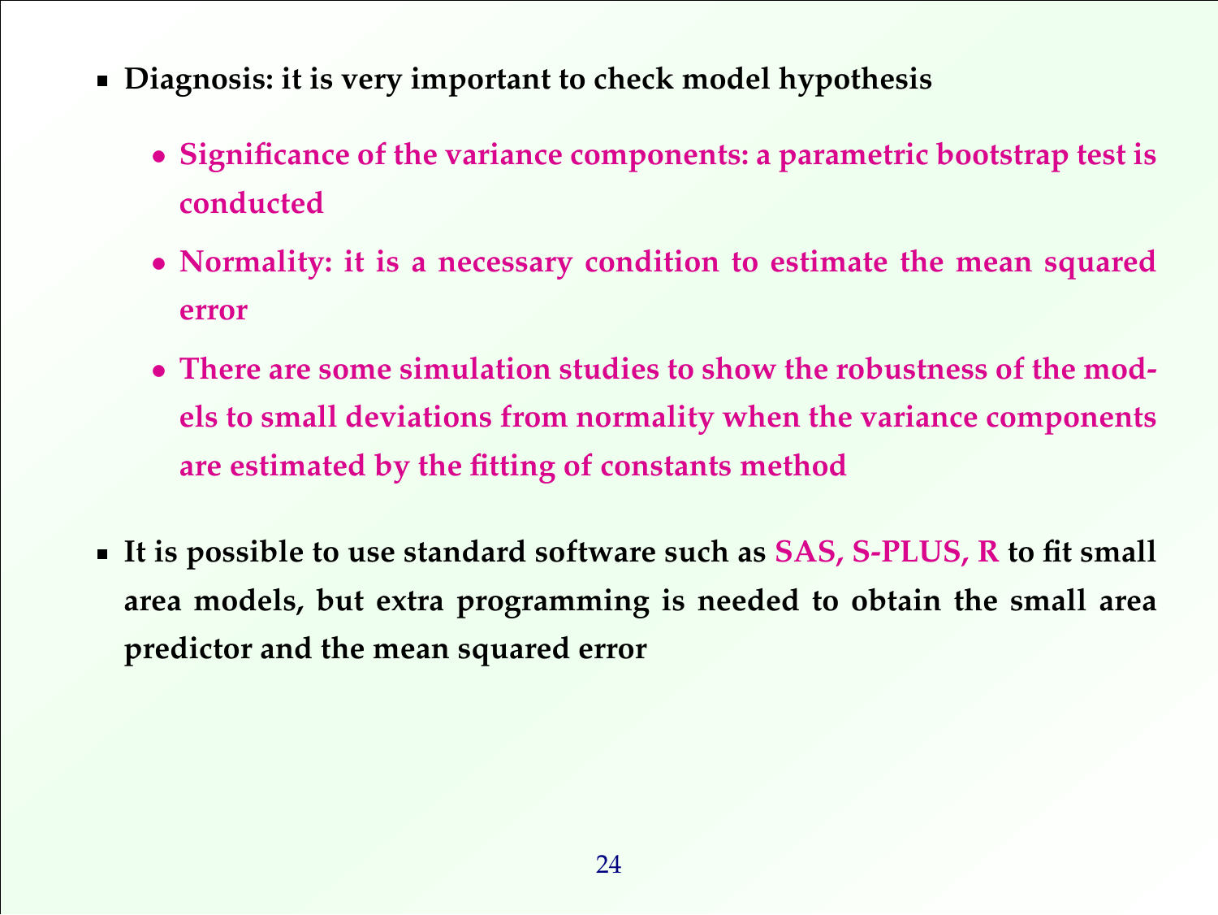- **Diagnosis: it is very important to check model hypothesis**
  - **Significance of the variance components: a parametric bootstrap test is conducted**
  - **Normality: it is a necessary condition to estimate the mean squared error**
  - **There are some simulation studies to show the robustness of the models to small deviations from normality when the variance components are estimated by the fitting of constants method**
- **It is possible to use standard software such as SAS, S-PLUS, R to fit small area models, but extra programming is needed to obtain the small area predictor and the mean squared error**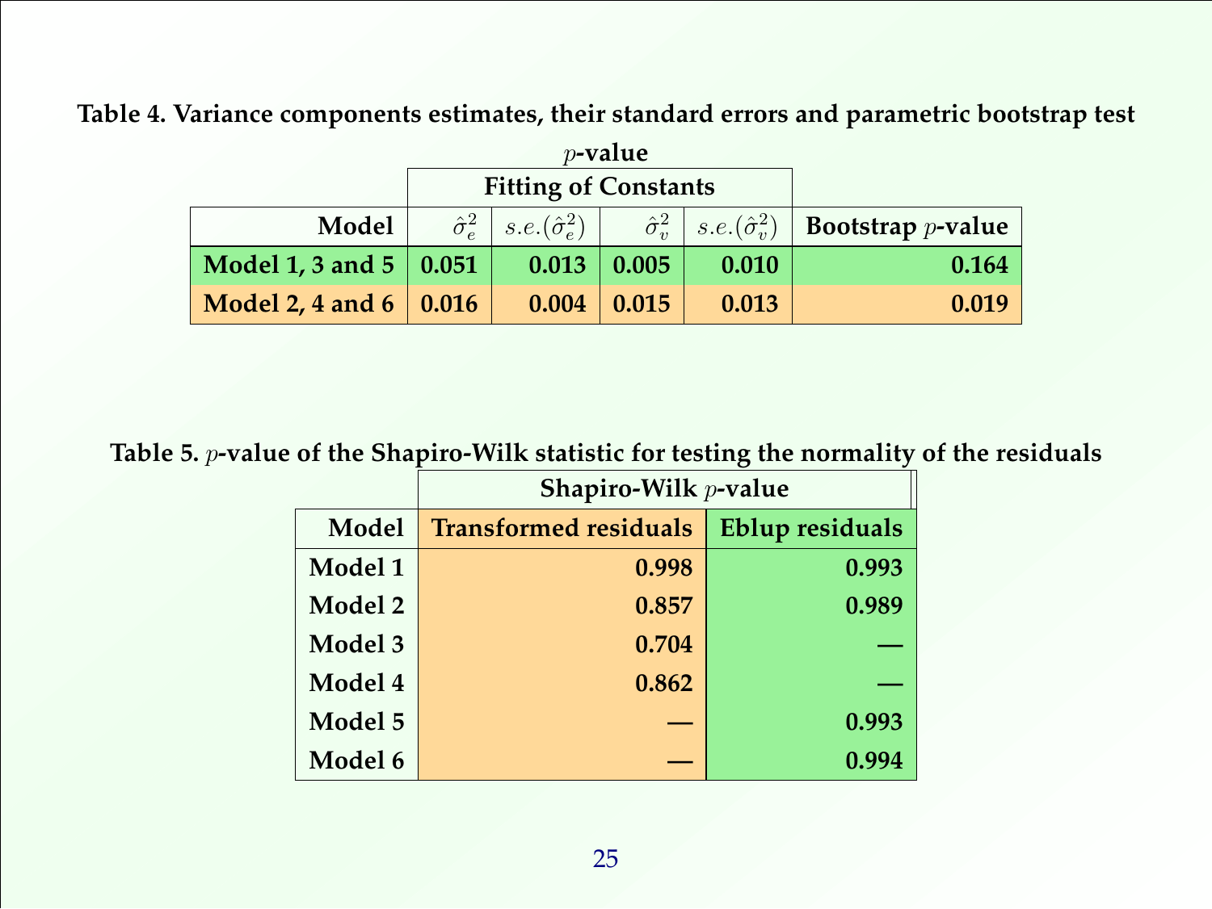**Table 4. Variance components estimates, their standard errors and parametric bootstrap test $p$-value**

| | Fitting of Constants | | | | |
|---|---|---|---|---|---|
| **Model** | $\hat{\sigma}_e^2$ | $s.e.(\hat{\sigma}_e^2)$ | $\hat{\sigma}_v^2$ | $s.e.(\hat{\sigma}_v^2)$ | **Bootstrap $p$-value** |
| **Model 1, 3 and 5** | **0.051** | **0.013** | **0.005** | **0.010** | **0.164** |
| **Model 2, 4 and 6** | **0.016** | **0.004** | **0.015** | **0.013** | **0.019** |

**Table 5. $p$-value of the Shapiro-Wilk statistic for testing the normality of the residuals**

| | Shapiro-Wilk $p$-value | |
|---|---|---|
| **Model** | **Transformed residuals** | **Eblup residuals** |
| **Model 1** | **0.998** | **0.993** |
| **Model 2** | **0.857** | **0.989** |
| **Model 3** | **0.704** | **—** |
| **Model 4** | **0.862** | **—** |
| **Model 5** | **—** | **0.993** |
| **Model 6** | **—** | **0.994** |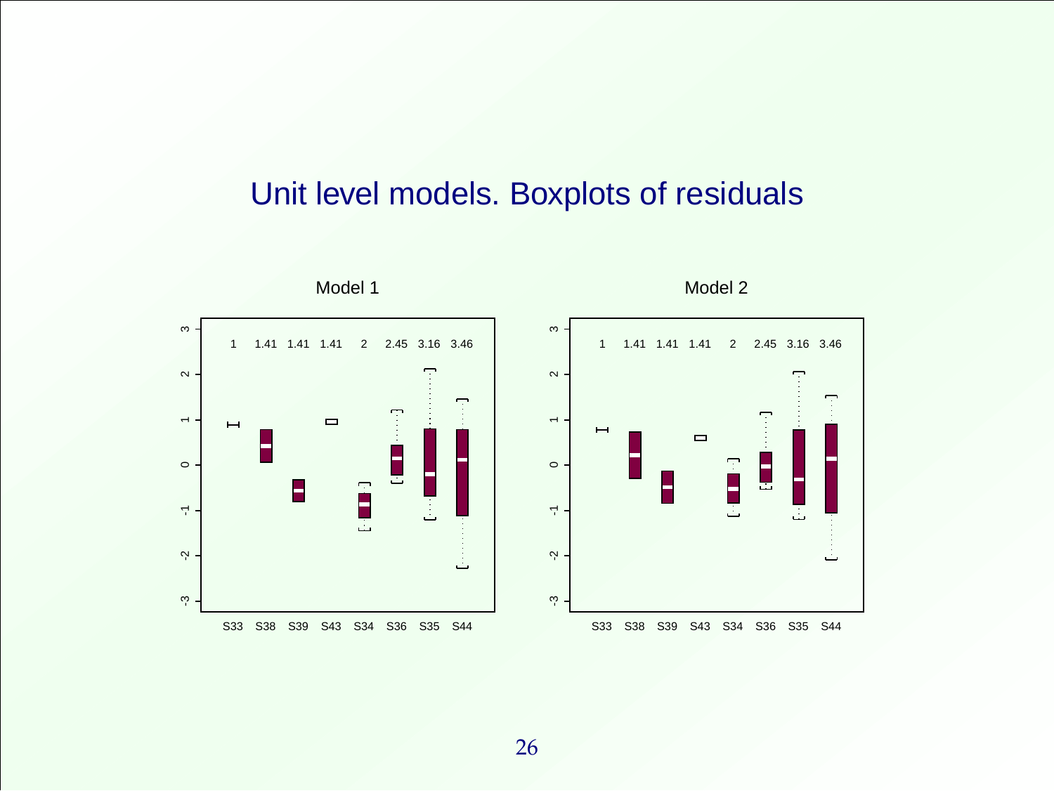# Unit level models. Boxplots of residuals

Model 1

Model 2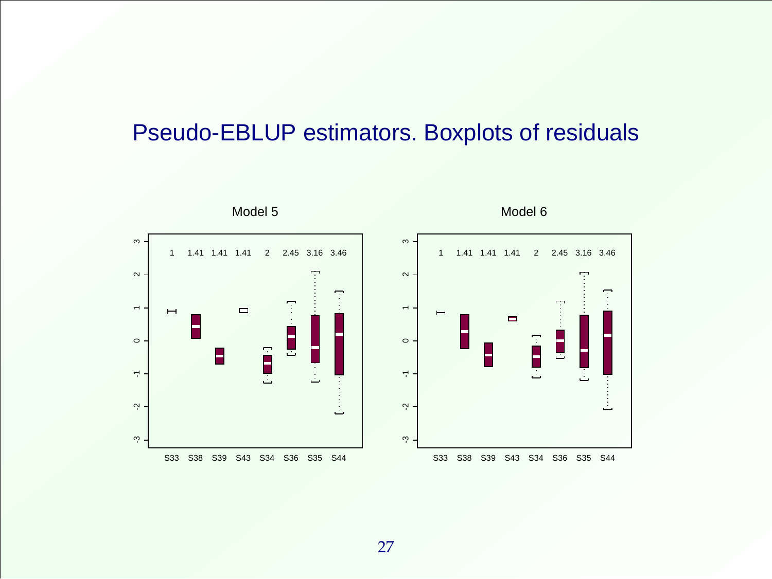# Pseudo-EBLUP estimators. Boxplots of residuals

Model 5

Model 6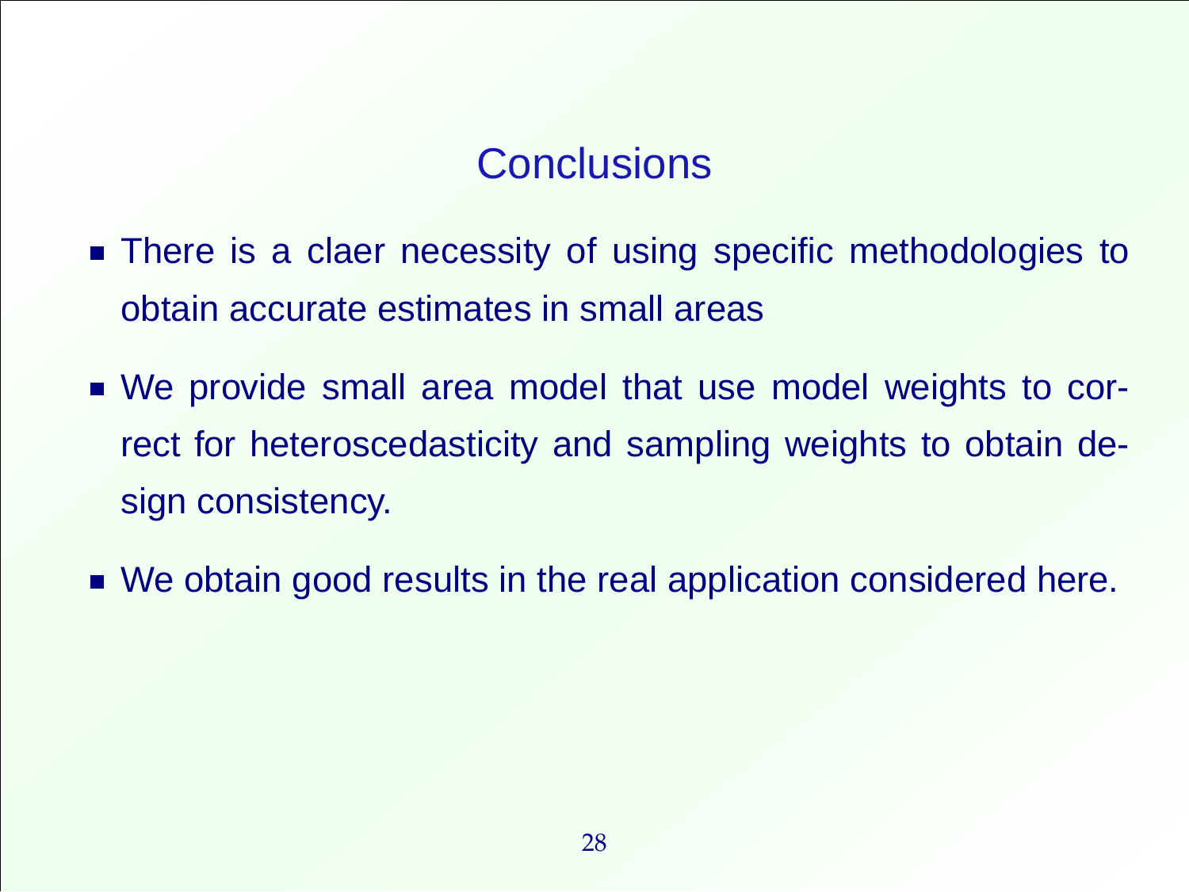# Conclusions

- There is a claer necessity of using specific methodologies to obtain accurate estimates in small areas
- We provide small area model that use model weights to correct for heteroscedasticity and sampling weights to obtain design consistency.
- We obtain good results in the real application considered here.